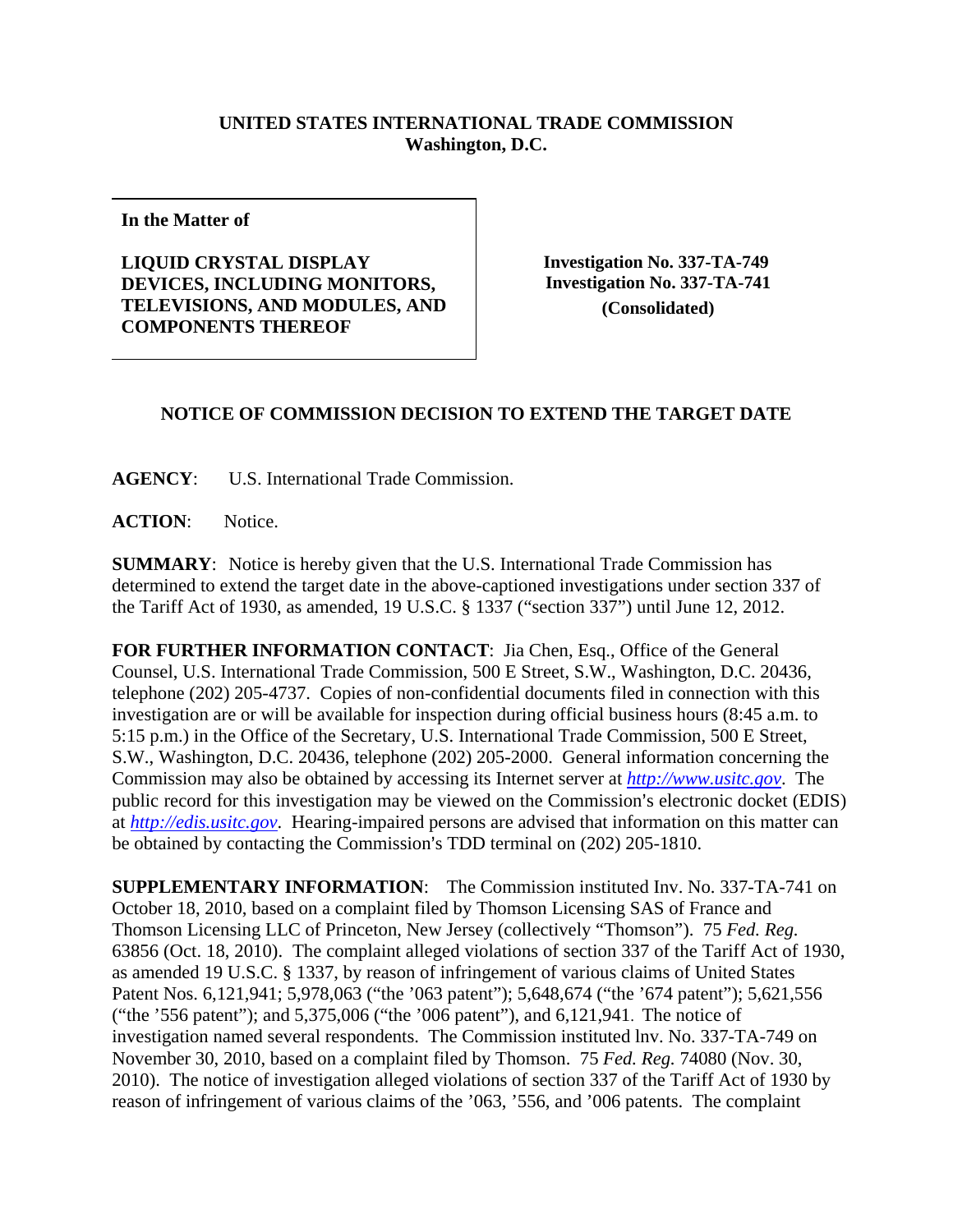**UNITED STATES INTERNATIONAL TRADE COMMISSION**
**Washington, D.C.**

| In the Matter of | |
|---|---|
| **LIQUID CRYSTAL DISPLAY DEVICES, INCLUDING MONITORS, TELEVISIONS, AND MODULES, AND COMPONENTS THEREOF** | **Investigation No. 337-TA-749** **Investigation No. 337-TA-741** **(Consolidated)** |

## NOTICE OF COMMISSION DECISION TO EXTEND THE TARGET DATE

**AGENCY**: U.S. International Trade Commission.

**ACTION**: Notice.

**SUMMARY**: Notice is hereby given that the U.S. International Trade Commission has determined to extend the target date in the above-captioned investigations under section 337 of the Tariff Act of 1930, as amended, 19 U.S.C. § 1337 ("section 337") until June 12, 2012.

**FOR FURTHER INFORMATION CONTACT**: Jia Chen, Esq., Office of the General Counsel, U.S. International Trade Commission, 500 E Street, S.W., Washington, D.C. 20436, telephone (202) 205-4737. Copies of non-confidential documents filed in connection with this investigation are or will be available for inspection during official business hours (8:45 a.m. to 5:15 p.m.) in the Office of the Secretary, U.S. International Trade Commission, 500 E Street, S.W., Washington, D.C. 20436, telephone (202) 205-2000. General information concerning the Commission may also be obtained by accessing its Internet server at *http://www.usitc.gov*. The public record for this investigation may be viewed on the Commission's electronic docket (EDIS) at *http://edis.usitc.gov*. Hearing-impaired persons are advised that information on this matter can be obtained by contacting the Commission's TDD terminal on (202) 205-1810.

**SUPPLEMENTARY INFORMATION**: The Commission instituted Inv. No. 337-TA-741 on October 18, 2010, based on a complaint filed by Thomson Licensing SAS of France and Thomson Licensing LLC of Princeton, New Jersey (collectively "Thomson"). 75 *Fed. Reg.* 63856 (Oct. 18, 2010). The complaint alleged violations of section 337 of the Tariff Act of 1930, as amended 19 U.S.C. § 1337, by reason of infringement of various claims of United States Patent Nos. 6,121,941; 5,978,063 ("the '063 patent"); 5,648,674 ("the '674 patent"); 5,621,556 ("the '556 patent"); and 5,375,006 ("the '006 patent"), and 6,121,941. The notice of investigation named several respondents. The Commission instituted lnv. No. 337-TA-749 on November 30, 2010, based on a complaint filed by Thomson. 75 *Fed. Reg.* 74080 (Nov. 30, 2010). The notice of investigation alleged violations of section 337 of the Tariff Act of 1930 by reason of infringement of various claims of the '063, '556, and '006 patents. The complaint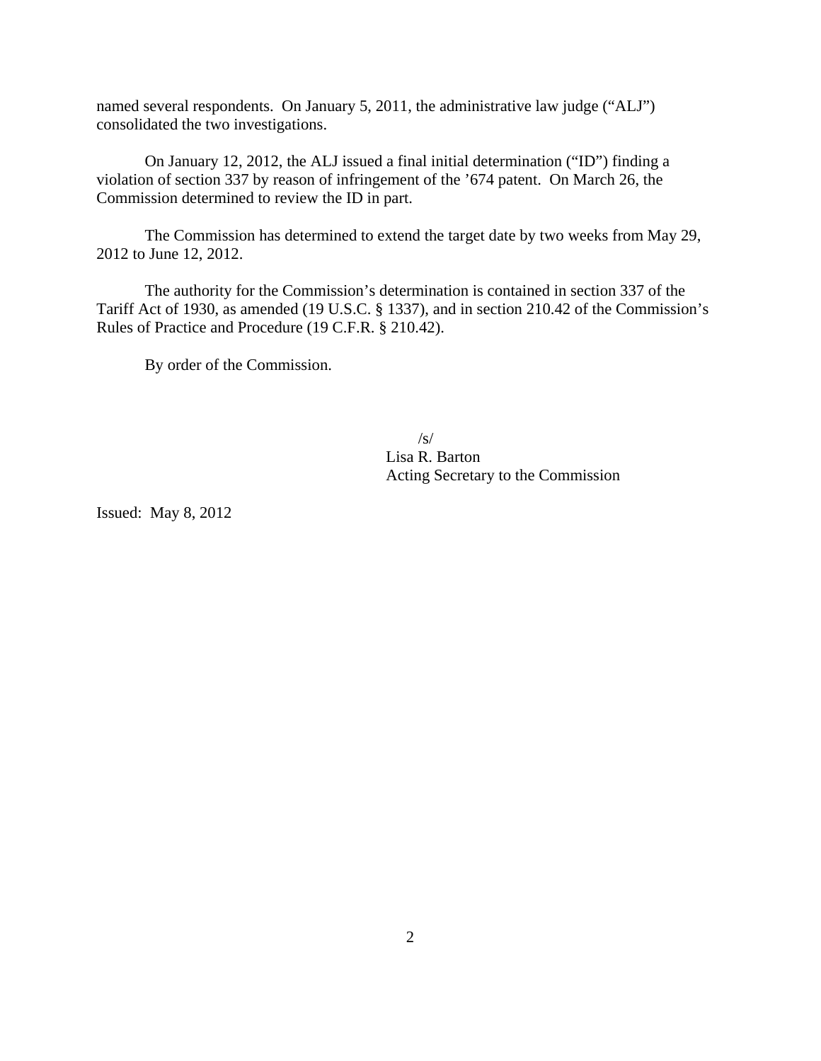named several respondents. On January 5, 2011, the administrative law judge ("ALJ") consolidated the two investigations.

On January 12, 2012, the ALJ issued a final initial determination ("ID") finding a violation of section 337 by reason of infringement of the '674 patent. On March 26, the Commission determined to review the ID in part.

The Commission has determined to extend the target date by two weeks from May 29, 2012 to June 12, 2012.

The authority for the Commission's determination is contained in section 337 of the Tariff Act of 1930, as amended (19 U.S.C. § 1337), and in section 210.42 of the Commission's Rules of Practice and Procedure (19 C.F.R. § 210.42).

By order of the Commission.

/s/
Lisa R. Barton
Acting Secretary to the Commission

Issued: May 8, 2012